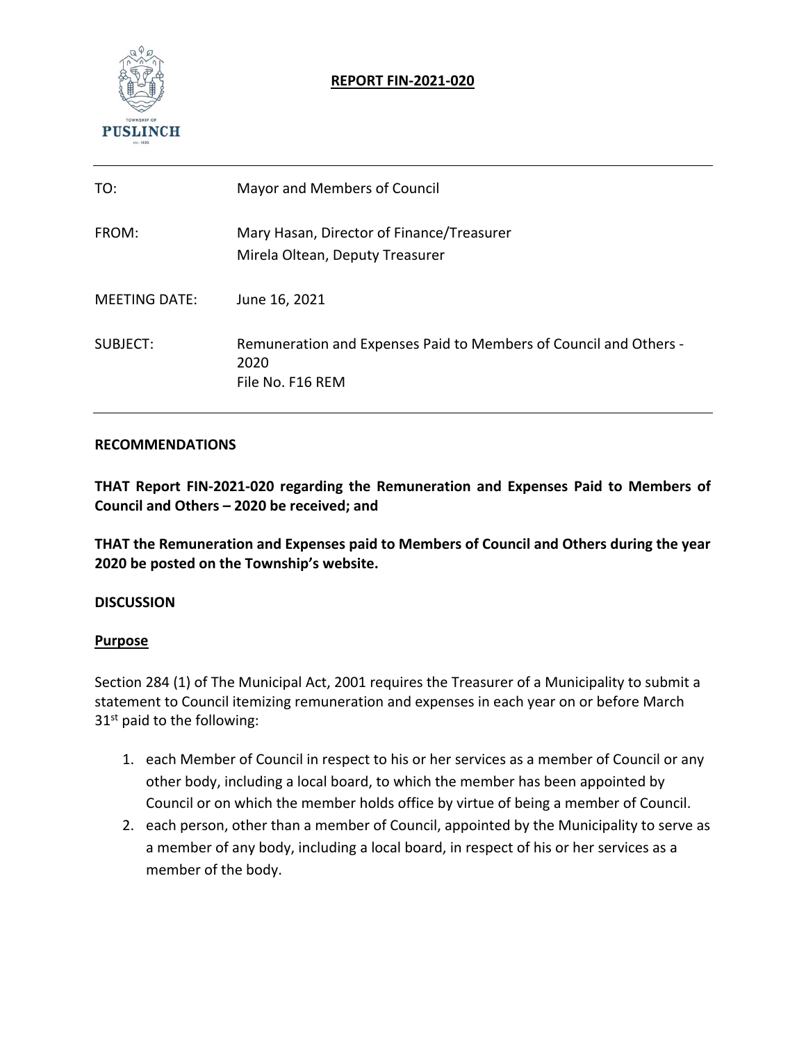**REPORT FIN-2021-020**

| | |
|---|---|
| TO: | Mayor and Members of Council |
| FROM: | Mary Hasan, Director of Finance/Treasurer<br>Mirela Oltean, Deputy Treasurer |
| MEETING DATE: | June 16, 2021 |
| SUBJECT: | Remuneration and Expenses Paid to Members of Council and Others - 2020<br>File No. F16 REM |

## RECOMMENDATIONS

**THAT Report FIN-2021-020 regarding the Remuneration and Expenses Paid to Members of Council and Others – 2020 be received; and**

**THAT the Remuneration and Expenses paid to Members of Council and Others during the year 2020 be posted on the Township's website.**

## DISCUSSION

### Purpose

Section 284 (1) of The Municipal Act, 2001 requires the Treasurer of a Municipality to submit a statement to Council itemizing remuneration and expenses in each year on or before March 31st paid to the following:

1. each Member of Council in respect to his or her services as a member of Council or any other body, including a local board, to which the member has been appointed by Council or on which the member holds office by virtue of being a member of Council.
2. each person, other than a member of Council, appointed by the Municipality to serve as a member of any body, including a local board, in respect of his or her services as a member of the body.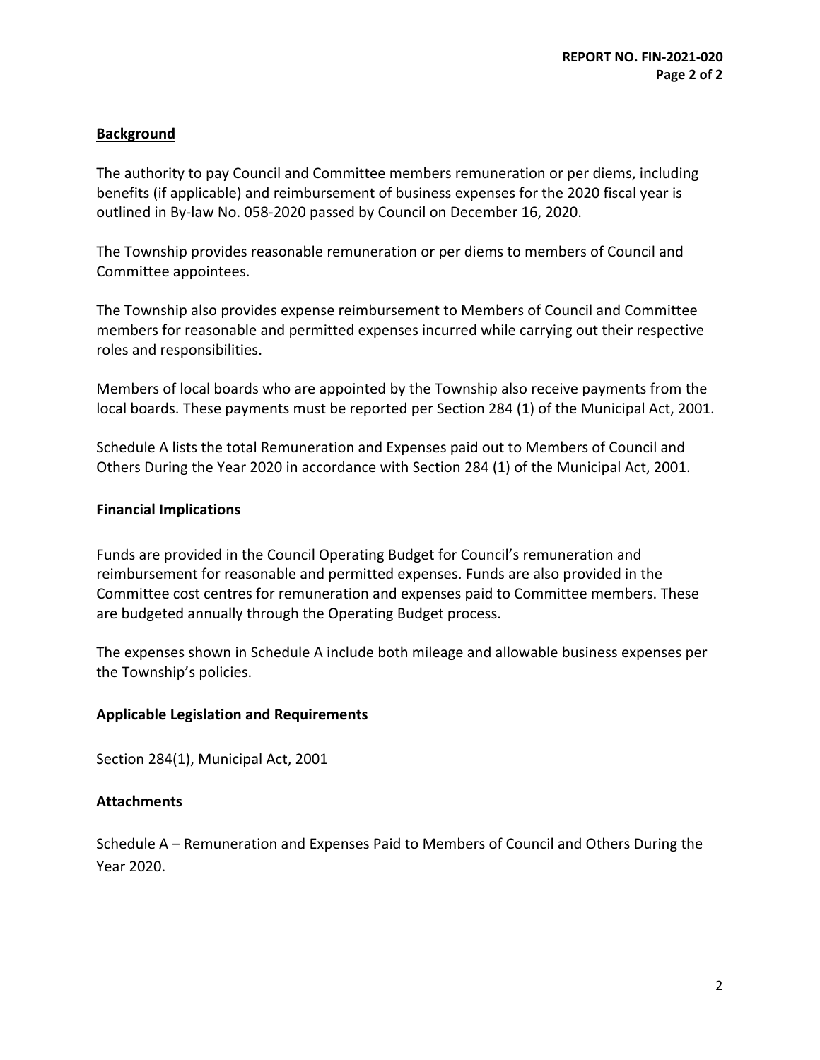## Background

The authority to pay Council and Committee members remuneration or per diems, including benefits (if applicable) and reimbursement of business expenses for the 2020 fiscal year is outlined in By-law No. 058-2020 passed by Council on December 16, 2020.

The Township provides reasonable remuneration or per diems to members of Council and Committee appointees.

The Township also provides expense reimbursement to Members of Council and Committee members for reasonable and permitted expenses incurred while carrying out their respective roles and responsibilities.

Members of local boards who are appointed by the Township also receive payments from the local boards. These payments must be reported per Section 284 (1) of the Municipal Act, 2001.

Schedule A lists the total Remuneration and Expenses paid out to Members of Council and Others During the Year 2020 in accordance with Section 284 (1) of the Municipal Act, 2001.

## Financial Implications

Funds are provided in the Council Operating Budget for Council's remuneration and reimbursement for reasonable and permitted expenses. Funds are also provided in the Committee cost centres for remuneration and expenses paid to Committee members. These are budgeted annually through the Operating Budget process.

The expenses shown in Schedule A include both mileage and allowable business expenses per the Township's policies.

## Applicable Legislation and Requirements

Section 284(1), Municipal Act, 2001

## Attachments

Schedule A – Remuneration and Expenses Paid to Members of Council and Others During the Year 2020.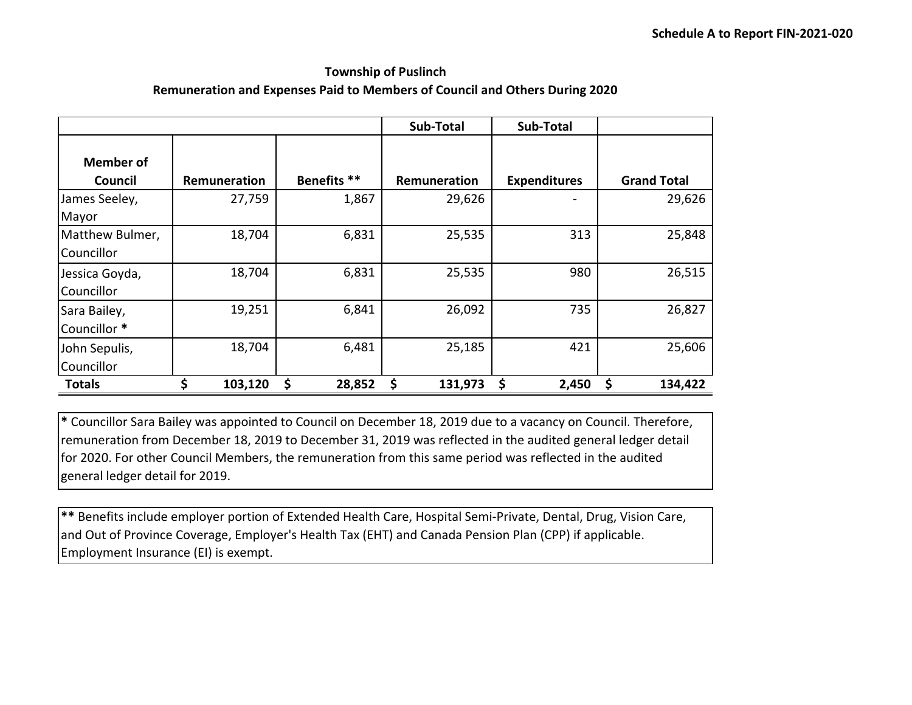Schedule A to Report FIN-2021-020

## Township of Puslinch
### Remuneration and Expenses Paid to Members of Council and Others During 2020

| | | | Sub-Total | Sub-Total | |
|---|---|---|---|---|---|
| **Member of Council** | **Remuneration** | **Benefits** ** | **Remuneration** | **Expenditures** | **Grand Total** |
| James Seeley, Mayor | 27,759 | 1,867 | 29,626 | - | 29,626 |
| Matthew Bulmer, Councillor | 18,704 | 6,831 | 25,535 | 313 | 25,848 |
| Jessica Goyda, Councillor | 18,704 | 6,831 | 25,535 | 980 | 26,515 |
| Sara Bailey, Councillor * | 19,251 | 6,841 | 26,092 | 735 | 26,827 |
| John Sepulis, Councillor | 18,704 | 6,481 | 25,185 | 421 | 25,606 |
| **Totals** | **$ 103,120** | **$ 28,852** | **$ 131,973** | **$ 2,450** | **$ 134,422** |

* Councillor Sara Bailey was appointed to Council on December 18, 2019 due to a vacancy on Council. Therefore, remuneration from December 18, 2019 to December 31, 2019 was reflected in the audited general ledger detail for 2020. For other Council Members, the remuneration from this same period was reflected in the audited general ledger detail for 2019.

** Benefits include employer portion of Extended Health Care, Hospital Semi-Private, Dental, Drug, Vision Care, and Out of Province Coverage, Employer's Health Tax (EHT) and Canada Pension Plan (CPP) if applicable. Employment Insurance (EI) is exempt.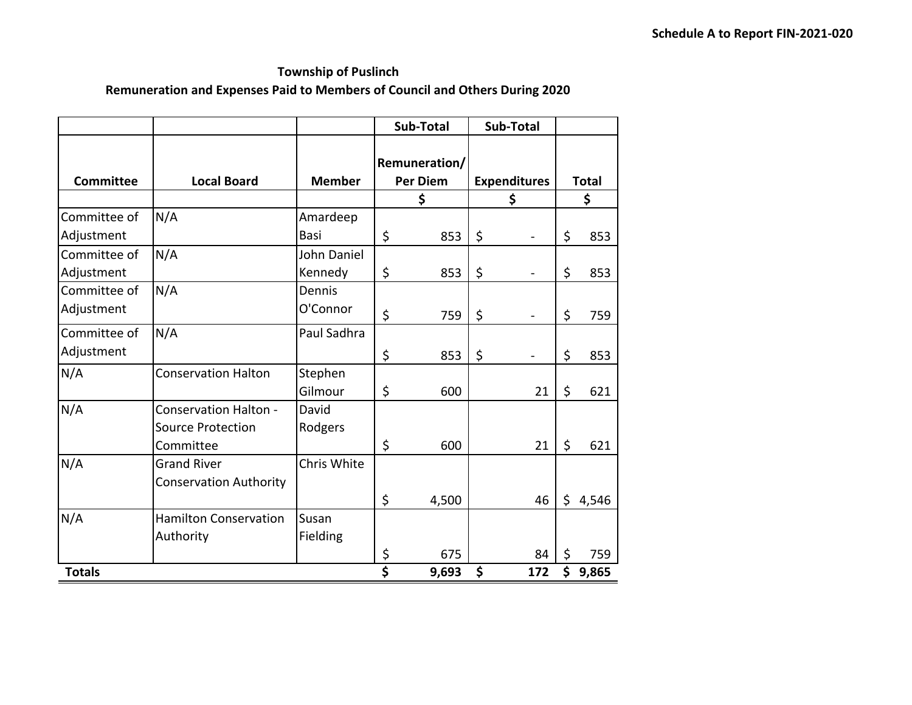Schedule A to Report FIN-2021-020

**Township of Puslinch**

**Remuneration and Expenses Paid to Members of Council and Others During 2020**

| | | | Sub-Total | Sub-Total | |
|---|---|---|---|---|---|
| **Committee** | **Local Board** | **Member** | **Remuneration/ Per Diem** | **Expenditures** | **Total** |
| | | | **$** | **$** | **$** |
| Committee of Adjustment | N/A | Amardeep Basi | $ 853 | $ - | $ 853 |
| Committee of Adjustment | N/A | John Daniel Kennedy | $ 853 | $ - | $ 853 |
| Committee of Adjustment | N/A | Dennis O'Connor | $ 759 | $ - | $ 759 |
| Committee of Adjustment | N/A | Paul Sadhra | $ 853 | $ - | $ 853 |
| N/A | Conservation Halton | Stephen Gilmour | $ 600 | 21 | $ 621 |
| N/A | Conservation Halton - Source Protection Committee | David Rodgers | $ 600 | 21 | $ 621 |
| N/A | Grand River Conservation Authority | Chris White | $ 4,500 | 46 | $ 4,546 |
| N/A | Hamilton Conservation Authority | Susan Fielding | $ 675 | 84 | $ 759 |
| **Totals** | | | **$ 9,693** | **$ 172** | **$ 9,865** |